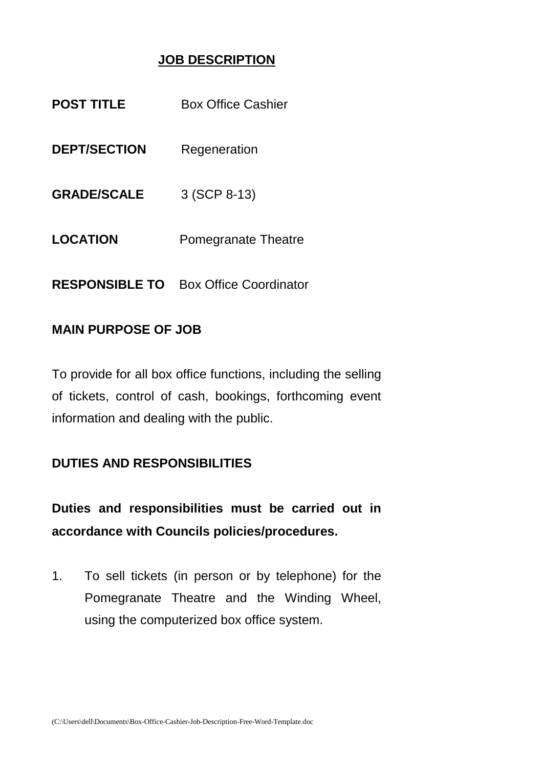# JOB DESCRIPTION

**POST TITLE** Box Office Cashier

**DEPT/SECTION** Regeneration

**GRADE/SCALE** 3 (SCP 8-13)

**LOCATION** Pomegranate Theatre

**RESPONSIBLE TO** Box Office Coordinator

## MAIN PURPOSE OF JOB

To provide for all box office functions, including the selling of tickets, control of cash, bookings, forthcoming event information and dealing with the public.

## DUTIES AND RESPONSIBILITIES

**Duties and responsibilities must be carried out in accordance with Councils policies/procedures.**

1. To sell tickets (in person or by telephone) for the Pomegranate Theatre and the Winding Wheel, using the computerized box office system.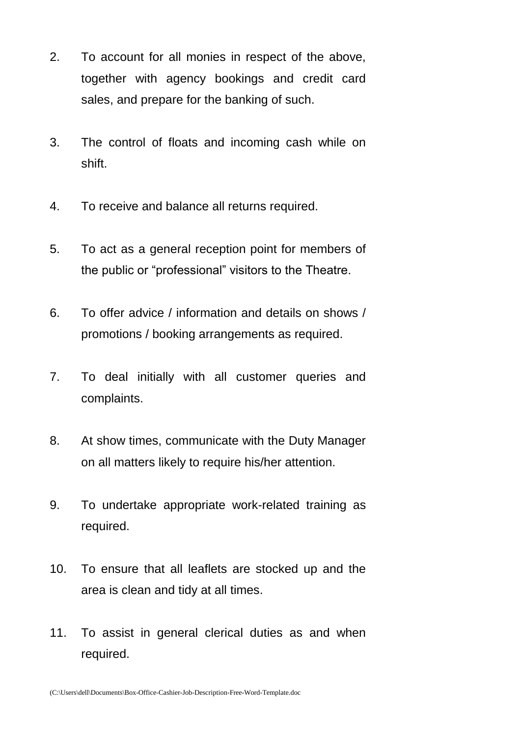2. To account for all monies in respect of the above, together with agency bookings and credit card sales, and prepare for the banking of such.

3. The control of floats and incoming cash while on shift.

4. To receive and balance all returns required.

5. To act as a general reception point for members of the public or “professional” visitors to the Theatre.

6. To offer advice / information and details on shows / promotions / booking arrangements as required.

7. To deal initially with all customer queries and complaints.

8. At show times, communicate with the Duty Manager on all matters likely to require his/her attention.

9. To undertake appropriate work-related training as required.

10. To ensure that all leaflets are stocked up and the area is clean and tidy at all times.

11. To assist in general clerical duties as and when required.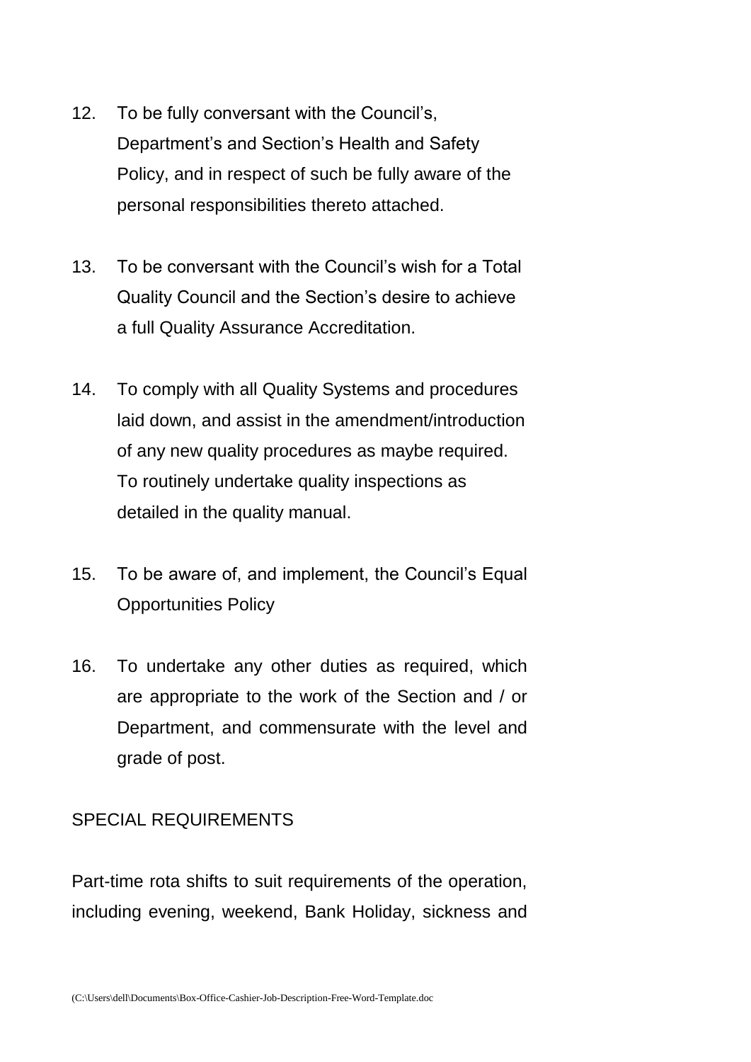12. To be fully conversant with the Council's, Department's and Section's Health and Safety Policy, and in respect of such be fully aware of the personal responsibilities thereto attached.

13. To be conversant with the Council's wish for a Total Quality Council and the Section's desire to achieve a full Quality Assurance Accreditation.

14. To comply with all Quality Systems and procedures laid down, and assist in the amendment/introduction of any new quality procedures as maybe required. To routinely undertake quality inspections as detailed in the quality manual.

15. To be aware of, and implement, the Council's Equal Opportunities Policy

16. To undertake any other duties as required, which are appropriate to the work of the Section and / or Department, and commensurate with the level and grade of post.

SPECIAL REQUIREMENTS

Part-time rota shifts to suit requirements of the operation, including evening, weekend, Bank Holiday, sickness and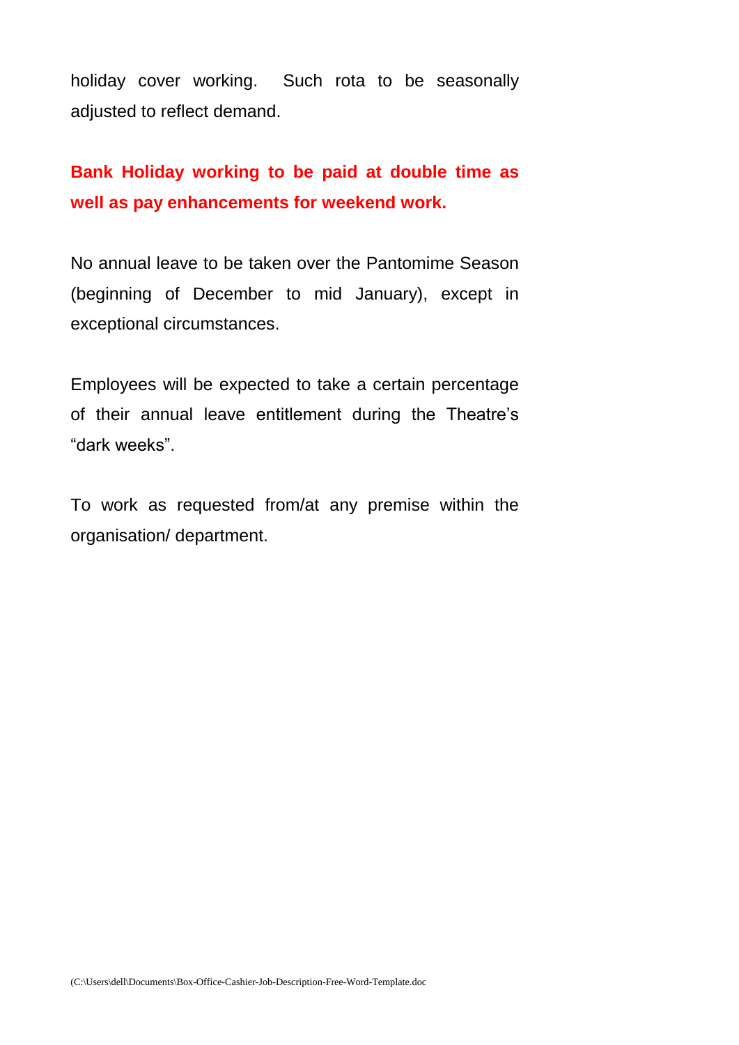holiday cover working. Such rota to be seasonally adjusted to reflect demand.

**Bank Holiday working to be paid at double time as well as pay enhancements for weekend work.**

No annual leave to be taken over the Pantomime Season (beginning of December to mid January), except in exceptional circumstances.

Employees will be expected to take a certain percentage of their annual leave entitlement during the Theatre's "dark weeks".

To work as requested from/at any premise within the organisation/ department.